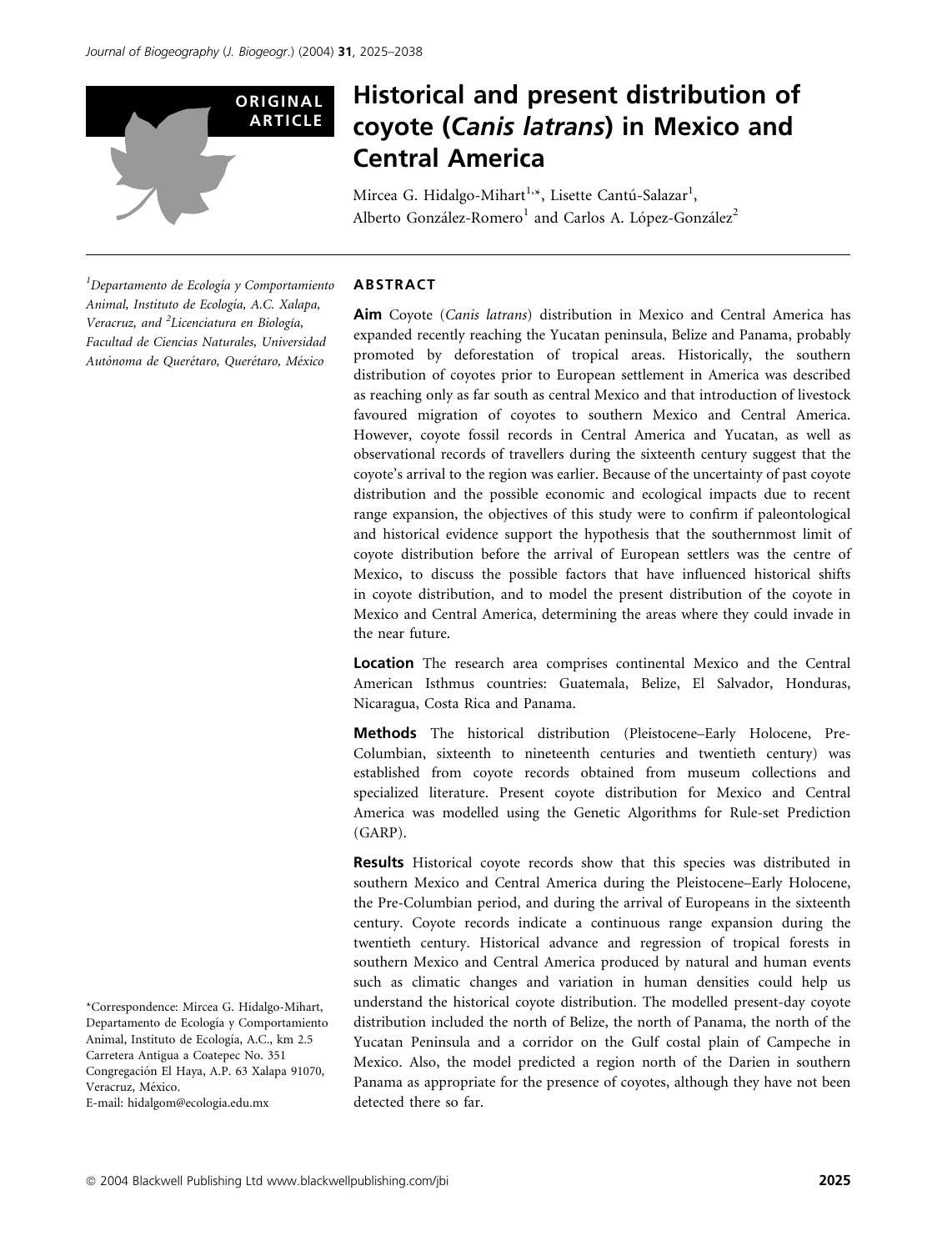ORIGINAL ARTICLE

# Historical and present distribution of coyote (*Canis latrans*) in Mexico and Central America

Mircea G. Hidalgo-Mihart[1,*], Lisette Cantú-Salazar[1], Alberto González-Romero[1] and Carlos A. López-González[2]

[1]Departamento de Ecología y Comportamiento Animal, Instituto de Ecología, A.C. Xalapa, Veracruz, and [2]Licenciatura en Biología, Facultad de Ciencias Naturales, Universidad Autónoma de Querétaro, Querétaro, México

*Correspondence: Mircea G. Hidalgo-Mihart, Departamento de Ecología y Comportamiento Animal, Instituto de Ecología, A.C., km 2.5 Carretera Antigua a Coatepec No. 351 Congregación El Haya, A.P. 63 Xalapa 91070, Veracruz, México.
E-mail: hidalgom@ecologia.edu.mx

## ABSTRACT

**Aim** Coyote (*Canis latrans*) distribution in Mexico and Central America has expanded recently reaching the Yucatan peninsula, Belize and Panama, probably promoted by deforestation of tropical areas. Historically, the southern distribution of coyotes prior to European settlement in America was described as reaching only as far south as central Mexico and that introduction of livestock favoured migration of coyotes to southern Mexico and Central America. However, coyote fossil records in Central America and Yucatan, as well as observational records of travellers during the sixteenth century suggest that the coyote's arrival to the region was earlier. Because of the uncertainty of past coyote distribution and the possible economic and ecological impacts due to recent range expansion, the objectives of this study were to confirm if paleontological and historical evidence support the hypothesis that the southernmost limit of coyote distribution before the arrival of European settlers was the centre of Mexico, to discuss the possible factors that have influenced historical shifts in coyote distribution, and to model the present distribution of the coyote in Mexico and Central America, determining the areas where they could invade in the near future.

**Location** The research area comprises continental Mexico and the Central American Isthmus countries: Guatemala, Belize, El Salvador, Honduras, Nicaragua, Costa Rica and Panama.

**Methods** The historical distribution (Pleistocene–Early Holocene, Pre-Columbian, sixteenth to nineteenth centuries and twentieth century) was established from coyote records obtained from museum collections and specialized literature. Present coyote distribution for Mexico and Central America was modelled using the Genetic Algorithms for Rule-set Prediction (GARP).

**Results** Historical coyote records show that this species was distributed in southern Mexico and Central America during the Pleistocene–Early Holocene, the Pre-Columbian period, and during the arrival of Europeans in the sixteenth century. Coyote records indicate a continuous range expansion during the twentieth century. Historical advance and regression of tropical forests in southern Mexico and Central America produced by natural and human events such as climatic changes and variation in human densities could help us understand the historical coyote distribution. The modelled present-day coyote distribution included the north of Belize, the north of Panama, the north of the Yucatan Peninsula and a corridor on the Gulf costal plain of Campeche in Mexico. Also, the model predicted a region north of the Darien in southern Panama as appropriate for the presence of coyotes, although they have not been detected there so far.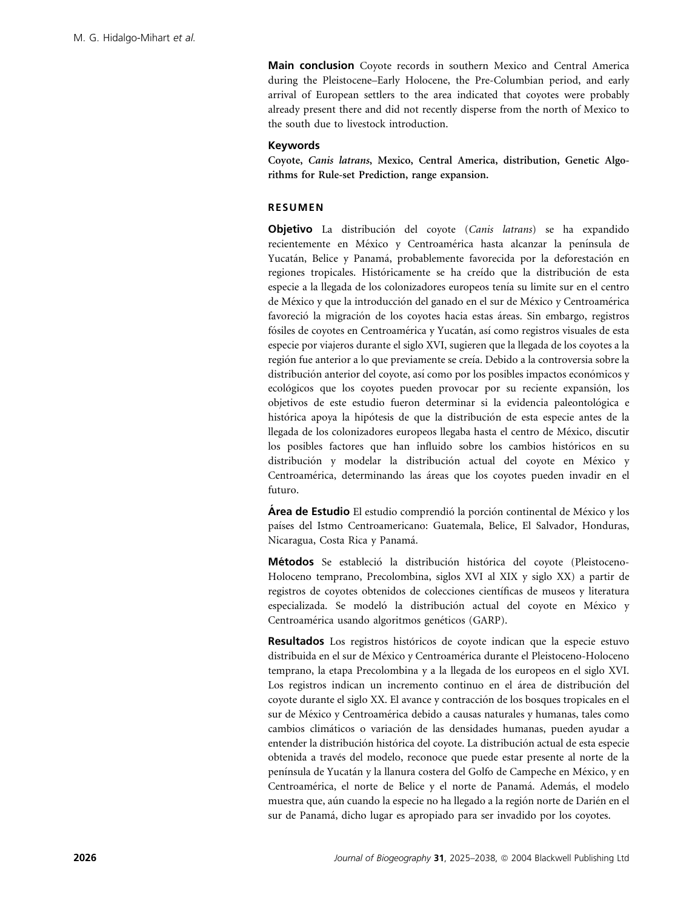**Main conclusion** Coyote records in southern Mexico and Central America during the Pleistocene–Early Holocene, the Pre-Columbian period, and early arrival of European settlers to the area indicated that coyotes were probably already present there and did not recently disperse from the north of Mexico to the south due to livestock introduction.

### Keywords

**Coyote, *Canis latrans*, Mexico, Central America, distribution, Genetic Algorithms for Rule-set Prediction, range expansion.**

## RESUMEN

**Objetivo** La distribución del coyote (*Canis latrans*) se ha expandido recientemente en México y Centroamérica hasta alcanzar la península de Yucatán, Belice y Panamá, probablemente favorecida por la deforestación en regiones tropicales. Históricamente se ha creído que la distribución de esta especie a la llegada de los colonizadores europeos tenía su limite sur en el centro de México y que la introducción del ganado en el sur de México y Centroamérica favoreció la migración de los coyotes hacia estas áreas. Sin embargo, registros fósiles de coyotes en Centroamérica y Yucatán, así como registros visuales de esta especie por viajeros durante el siglo XVI, sugieren que la llegada de los coyotes a la región fue anterior a lo que previamente se creía. Debido a la controversia sobre la distribución anterior del coyote, así como por los posibles impactos económicos y ecológicos que los coyotes pueden provocar por su reciente expansión, los objetivos de este estudio fueron determinar si la evidencia paleontológica e histórica apoya la hipótesis de que la distribución de esta especie antes de la llegada de los colonizadores europeos llegaba hasta el centro de México, discutir los posibles factores que han influido sobre los cambios históricos en su distribución y modelar la distribución actual del coyote en México y Centroamérica, determinando las áreas que los coyotes pueden invadir en el futuro.

**Área de Estudio** El estudio comprendió la porción continental de México y los países del Istmo Centroamericano: Guatemala, Belice, El Salvador, Honduras, Nicaragua, Costa Rica y Panamá.

**Métodos** Se estableció la distribución histórica del coyote (Pleistoceno-Holoceno temprano, Precolombina, siglos XVI al XIX y siglo XX) a partir de registros de coyotes obtenidos de colecciones científicas de museos y literatura especializada. Se modeló la distribución actual del coyote en México y Centroamérica usando algoritmos genéticos (GARP).

**Resultados** Los registros históricos de coyote indican que la especie estuvo distribuida en el sur de México y Centroamérica durante el Pleistoceno-Holoceno temprano, la etapa Precolombina y a la llegada de los europeos en el siglo XVI. Los registros indican un incremento continuo en el área de distribución del coyote durante el siglo XX. El avance y contracción de los bosques tropicales en el sur de México y Centroamérica debido a causas naturales y humanas, tales como cambios climáticos o variación de las densidades humanas, pueden ayudar a entender la distribución histórica del coyote. La distribución actual de esta especie obtenida a través del modelo, reconoce que puede estar presente al norte de la península de Yucatán y la llanura costera del Golfo de Campeche en México, y en Centroamérica, el norte de Belice y el norte de Panamá. Además, el modelo muestra que, aún cuando la especie no ha llegado a la región norte de Darién en el sur de Panamá, dicho lugar es apropiado para ser invadido por los coyotes.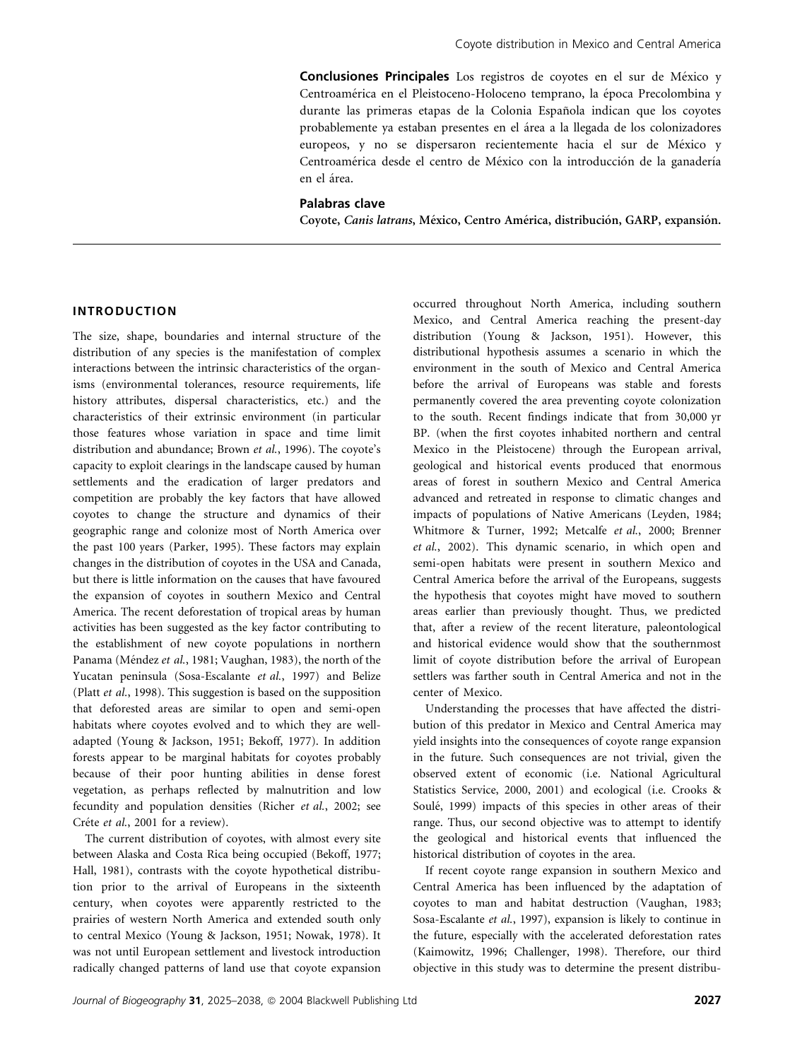**Conclusiones Principales** Los registros de coyotes en el sur de México y Centroamérica en el Pleistoceno-Holoceno temprano, la época Precolombina y durante las primeras etapas de la Colonia Española indican que los coyotes probablemente ya estaban presentes en el área a la llegada de los colonizadores europeos, y no se dispersaron recientemente hacia el sur de México y Centroamérica desde el centro de México con la introducción de la ganadería en el área.

**Palabras clave**

**Coyote, *Canis latrans*, México, Centro América, distribución, GARP, expansión.**

## INTRODUCTION

The size, shape, boundaries and internal structure of the distribution of any species is the manifestation of complex interactions between the intrinsic characteristics of the organisms (environmental tolerances, resource requirements, life history attributes, dispersal characteristics, etc.) and the characteristics of their extrinsic environment (in particular those features whose variation in space and time limit distribution and abundance; Brown *et al.*, 1996). The coyote's capacity to exploit clearings in the landscape caused by human settlements and the eradication of larger predators and competition are probably the key factors that have allowed coyotes to change the structure and dynamics of their geographic range and colonize most of North America over the past 100 years (Parker, 1995). These factors may explain changes in the distribution of coyotes in the USA and Canada, but there is little information on the causes that have favoured the expansion of coyotes in southern Mexico and Central America. The recent deforestation of tropical areas by human activities has been suggested as the key factor contributing to the establishment of new coyote populations in northern Panama (Méndez *et al.*, 1981; Vaughan, 1983), the north of the Yucatan peninsula (Sosa-Escalante *et al.*, 1997) and Belize (Platt *et al.*, 1998). This suggestion is based on the supposition that deforested areas are similar to open and semi-open habitats where coyotes evolved and to which they are well-adapted (Young & Jackson, 1951; Bekoff, 1977). In addition forests appear to be marginal habitats for coyotes probably because of their poor hunting abilities in dense forest vegetation, as perhaps reflected by malnutrition and low fecundity and population densities (Richer *et al.*, 2002; see Créte *et al.*, 2001 for a review).

The current distribution of coyotes, with almost every site between Alaska and Costa Rica being occupied (Bekoff, 1977; Hall, 1981), contrasts with the coyote hypothetical distribution prior to the arrival of Europeans in the sixteenth century, when coyotes were apparently restricted to the prairies of western North America and extended south only to central Mexico (Young & Jackson, 1951; Nowak, 1978). It was not until European settlement and livestock introduction radically changed patterns of land use that coyote expansion occurred throughout North America, including southern Mexico, and Central America reaching the present-day distribution (Young & Jackson, 1951). However, this distributional hypothesis assumes a scenario in which the environment in the south of Mexico and Central America before the arrival of Europeans was stable and forests permanently covered the area preventing coyote colonization to the south. Recent findings indicate that from 30,000 yr BP. (when the first coyotes inhabited northern and central Mexico in the Pleistocene) through the European arrival, geological and historical events produced that enormous areas of forest in southern Mexico and Central America advanced and retreated in response to climatic changes and impacts of populations of Native Americans (Leyden, 1984; Whitmore & Turner, 1992; Metcalfe *et al.*, 2000; Brenner *et al.*, 2002). This dynamic scenario, in which open and semi-open habitats were present in southern Mexico and Central America before the arrival of the Europeans, suggests the hypothesis that coyotes might have moved to southern areas earlier than previously thought. Thus, we predicted that, after a review of the recent literature, paleontological and historical evidence would show that the southernmost limit of coyote distribution before the arrival of European settlers was farther south in Central America and not in the center of Mexico.

Understanding the processes that have affected the distribution of this predator in Mexico and Central America may yield insights into the consequences of coyote range expansion in the future. Such consequences are not trivial, given the observed extent of economic (i.e. National Agricultural Statistics Service, 2000, 2001) and ecological (i.e. Crooks & Soulé, 1999) impacts of this species in other areas of their range. Thus, our second objective was to attempt to identify the geological and historical events that influenced the historical distribution of coyotes in the area.

If recent coyote range expansion in southern Mexico and Central America has been influenced by the adaptation of coyotes to man and habitat destruction (Vaughan, 1983; Sosa-Escalante *et al.*, 1997), expansion is likely to continue in the future, especially with the accelerated deforestation rates (Kaimowitz, 1996; Challenger, 1998). Therefore, our third objective in this study was to determine the present distribu-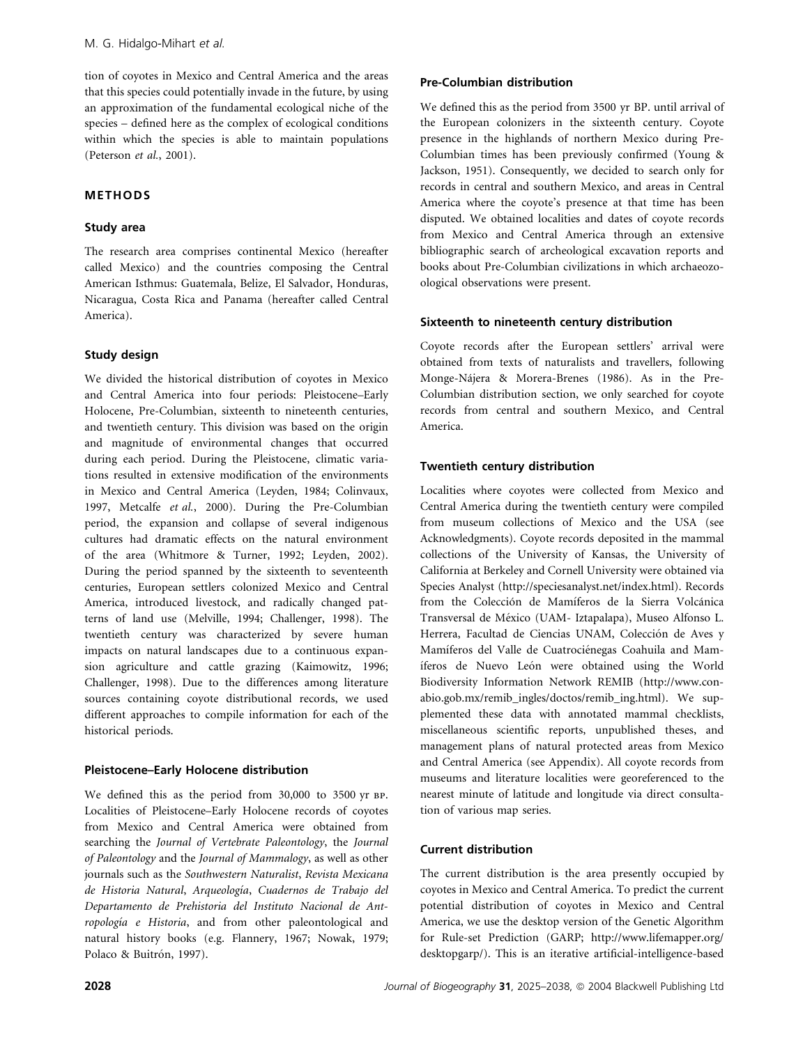tion of coyotes in Mexico and Central America and the areas that this species could potentially invade in the future, by using an approximation of the fundamental ecological niche of the species – defined here as the complex of ecological conditions within which the species is able to maintain populations (Peterson *et al.*, 2001).

## METHODS

### Study area

The research area comprises continental Mexico (hereafter called Mexico) and the countries composing the Central American Isthmus: Guatemala, Belize, El Salvador, Honduras, Nicaragua, Costa Rica and Panama (hereafter called Central America).

### Study design

We divided the historical distribution of coyotes in Mexico and Central America into four periods: Pleistocene–Early Holocene, Pre-Columbian, sixteenth to nineteenth centuries, and twentieth century. This division was based on the origin and magnitude of environmental changes that occurred during each period. During the Pleistocene, climatic variations resulted in extensive modification of the environments in Mexico and Central America (Leyden, 1984; Colinvaux, 1997, Metcalfe *et al.*, 2000). During the Pre-Columbian period, the expansion and collapse of several indigenous cultures had dramatic effects on the natural environment of the area (Whitmore & Turner, 1992; Leyden, 2002). During the period spanned by the sixteenth to seventeenth centuries, European settlers colonized Mexico and Central America, introduced livestock, and radically changed patterns of land use (Melville, 1994; Challenger, 1998). The twentieth century was characterized by severe human impacts on natural landscapes due to a continuous expansion agriculture and cattle grazing (Kaimowitz, 1996; Challenger, 1998). Due to the differences among literature sources containing coyote distributional records, we used different approaches to compile information for each of the historical periods.

### Pleistocene–Early Holocene distribution

We defined this as the period from 30,000 to 3500 yr BP. Localities of Pleistocene–Early Holocene records of coyotes from Mexico and Central America were obtained from searching the *Journal of Vertebrate Paleontology*, the *Journal of Paleontology* and the *Journal of Mammalogy*, as well as other journals such as the *Southwestern Naturalist*, *Revista Mexicana de Historia Natural*, *Arqueología*, *Cuadernos de Trabajo del Departamento de Prehistoria del Instituto Nacional de Antropología e Historia*, and from other paleontological and natural history books (e.g. Flannery, 1967; Nowak, 1979; Polaco & Buitrón, 1997).

### Pre-Columbian distribution

We defined this as the period from 3500 yr BP. until arrival of the European colonizers in the sixteenth century. Coyote presence in the highlands of northern Mexico during Pre-Columbian times has been previously confirmed (Young & Jackson, 1951). Consequently, we decided to search only for records in central and southern Mexico, and areas in Central America where the coyote's presence at that time has been disputed. We obtained localities and dates of coyote records from Mexico and Central America through an extensive bibliographic search of archeological excavation reports and books about Pre-Columbian civilizations in which archaeozoological observations were present.

### Sixteenth to nineteenth century distribution

Coyote records after the European settlers' arrival were obtained from texts of naturalists and travellers, following Monge-Nájera & Morera-Brenes (1986). As in the Pre-Columbian distribution section, we only searched for coyote records from central and southern Mexico, and Central America.

### Twentieth century distribution

Localities where coyotes were collected from Mexico and Central America during the twentieth century were compiled from museum collections of Mexico and the USA (see Acknowledgments). Coyote records deposited in the mammal collections of the University of Kansas, the University of California at Berkeley and Cornell University were obtained via Species Analyst (http://speciesanalyst.net/index.html). Records from the Colección de Mamíferos de la Sierra Volcánica Transversal de México (UAM- Iztapalapa), Museo Alfonso L. Herrera, Facultad de Ciencias UNAM, Colección de Aves y Mamíferos del Valle de Cuatrociénegas Coahuila and Mamíferos de Nuevo León were obtained using the World Biodiversity Information Network REMIB (http://www.conabio.gob.mx/remib_ingles/doctos/remib_ing.html). We supplemented these data with annotated mammal checklists, miscellaneous scientific reports, unpublished theses, and management plans of natural protected areas from Mexico and Central America (see Appendix). All coyote records from museums and literature localities were georeferenced to the nearest minute of latitude and longitude via direct consultation of various map series.

### Current distribution

The current distribution is the area presently occupied by coyotes in Mexico and Central America. To predict the current potential distribution of coyotes in Mexico and Central America, we use the desktop version of the Genetic Algorithm for Rule-set Prediction (GARP; http://www.lifemapper.org/desktopgarp/). This is an iterative artificial-intelligence-based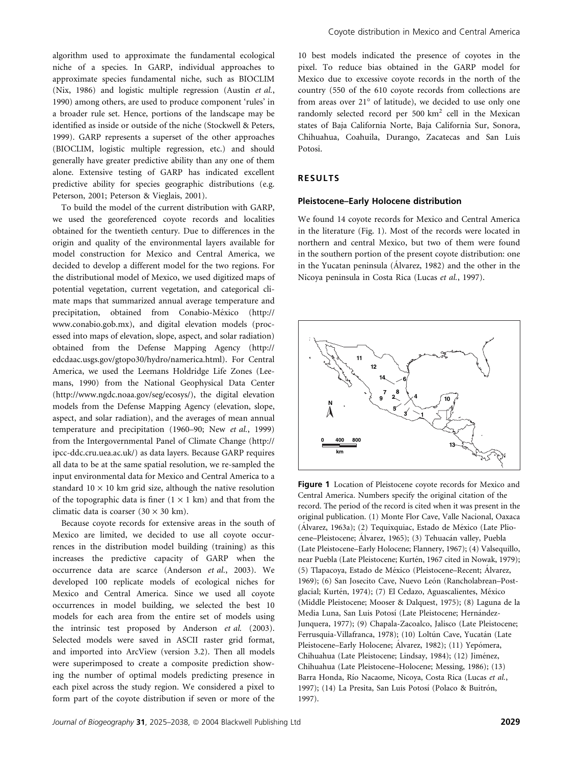algorithm used to approximate the fundamental ecological niche of a species. In GARP, individual approaches to approximate species fundamental niche, such as BIOCLIM (Nix, 1986) and logistic multiple regression (Austin *et al.*, 1990) among others, are used to produce component 'rules' in a broader rule set. Hence, portions of the landscape may be identified as inside or outside of the niche (Stockwell & Peters, 1999). GARP represents a superset of the other approaches (BIOCLIM, logistic multiple regression, etc.) and should generally have greater predictive ability than any one of them alone. Extensive testing of GARP has indicated excellent predictive ability for species geographic distributions (e.g. Peterson, 2001; Peterson & Vieglais, 2001).

To build the model of the current distribution with GARP, we used the georeferenced coyote records and localities obtained for the twentieth century. Due to differences in the origin and quality of the environmental layers available for model construction for Mexico and Central America, we decided to develop a different model for the two regions. For the distributional model of Mexico, we used digitized maps of potential vegetation, current vegetation, and categorical climate maps that summarized annual average temperature and precipitation, obtained from Conabio-México (http://www.conabio.gob.mx), and digital elevation models (processed into maps of elevation, slope, aspect, and solar radiation) obtained from the Defense Mapping Agency (http://edcdaac.usgs.gov/gtopo30/hydro/namerica.html). For Central America, we used the Leemans Holdridge Life Zones (Leemans, 1990) from the National Geophysical Data Center (http://www.ngdc.noaa.gov/seg/ecosys/), the digital elevation models from the Defense Mapping Agency (elevation, slope, aspect, and solar radiation), and the averages of mean annual temperature and precipitation (1960–90; New *et al.*, 1999) from the Intergovernmental Panel of Climate Change (http://ipcc-ddc.cru.uea.ac.uk/) as data layers. Because GARP requires all data to be at the same spatial resolution, we re-sampled the input environmental data for Mexico and Central America to a standard $10 \times 10$ km grid size, although the native resolution of the topographic data is finer ($1 \times 1$ km) and that from the climatic data is coarser ($30 \times 30$ km).

Because coyote records for extensive areas in the south of Mexico are limited, we decided to use all coyote occurrences in the distribution model building (training) as this increases the predictive capacity of GARP when the occurrence data are scarce (Anderson *et al.*, 2003). We developed 100 replicate models of ecological niches for Mexico and Central America. Since we used all coyote occurrences in model building, we selected the best 10 models for each area from the entire set of models using the intrinsic test proposed by Anderson *et al.* (2003). Selected models were saved in ASCII raster grid format, and imported into ArcView (version 3.2). Then all models were superimposed to create a composite prediction showing the number of optimal models predicting presence in each pixel across the study region. We considered a pixel to form part of the coyote distribution if seven or more of the 10 best models indicated the presence of coyotes in the pixel. To reduce bias obtained in the GARP model for Mexico due to excessive coyote records in the north of the country (550 of the 610 coyote records from collections are from areas over 21° of latitude), we decided to use only one randomly selected record per 500 km$^2$ cell in the Mexican states of Baja California Norte, Baja California Sur, Sonora, Chihuahua, Coahuila, Durango, Zacatecas and San Luis Potosi.

## RESULTS

### Pleistocene–Early Holocene distribution

We found 14 coyote records for Mexico and Central America in the literature (Fig. 1). Most of the records were located in northern and central Mexico, but two of them were found in the southern portion of the present coyote distribution: one in the Yucatan peninsula (Álvarez, 1982) and the other in the Nicoya peninsula in Costa Rica (Lucas *et al.*, 1997).

**Figure 1** Location of Pleistocene coyote records for Mexico and Central America. Numbers specify the original citation of the record. The period of the record is cited when it was present in the original publication. (1) Monte Flor Cave, Valle Nacional, Oaxaca (Álvarez, 1963a); (2) Tequixquiac, Estado de México (Late Pliocene–Pleistocene; Álvarez, 1965); (3) Tehuacán valley, Puebla (Late Pleistocene–Early Holocene; Flannery, 1967); (4) Valsequillo, near Puebla (Late Pleistocene; Kurtén, 1967 cited in Nowak, 1979); (5) Tlapacoya, Estado de México (Pleistocene–Recent; Álvarez, 1969); (6) San Josecito Cave, Nuevo León (Rancholabrean–Postglacial; Kurtén, 1974); (7) El Cedazo, Aguascalientes, México (Middle Pleistocene; Mooser & Dalquest, 1975); (8) Laguna de la Media Luna, San Luis Potosí (Late Pleistocene; Hernández-Junquera, 1977); (9) Chapala-Zacoalco, Jalisco (Late Pleistocene; Ferrusquia-Villafranca, 1978); (10) Loltún Cave, Yucatán (Late Pleistocene–Early Holocene; Álvarez, 1982); (11) Yepómera, Chihuahua (Late Pleistocene; Lindsay, 1984); (12) Jiménez, Chihuahua (Late Pleistocene–Holocene; Messing, 1986); (13) Barra Honda, Río Nacaome, Nicoya, Costa Rica (Lucas *et al.*, 1997); (14) La Presita, San Luis Potosí (Polaco & Buitrón, 1997).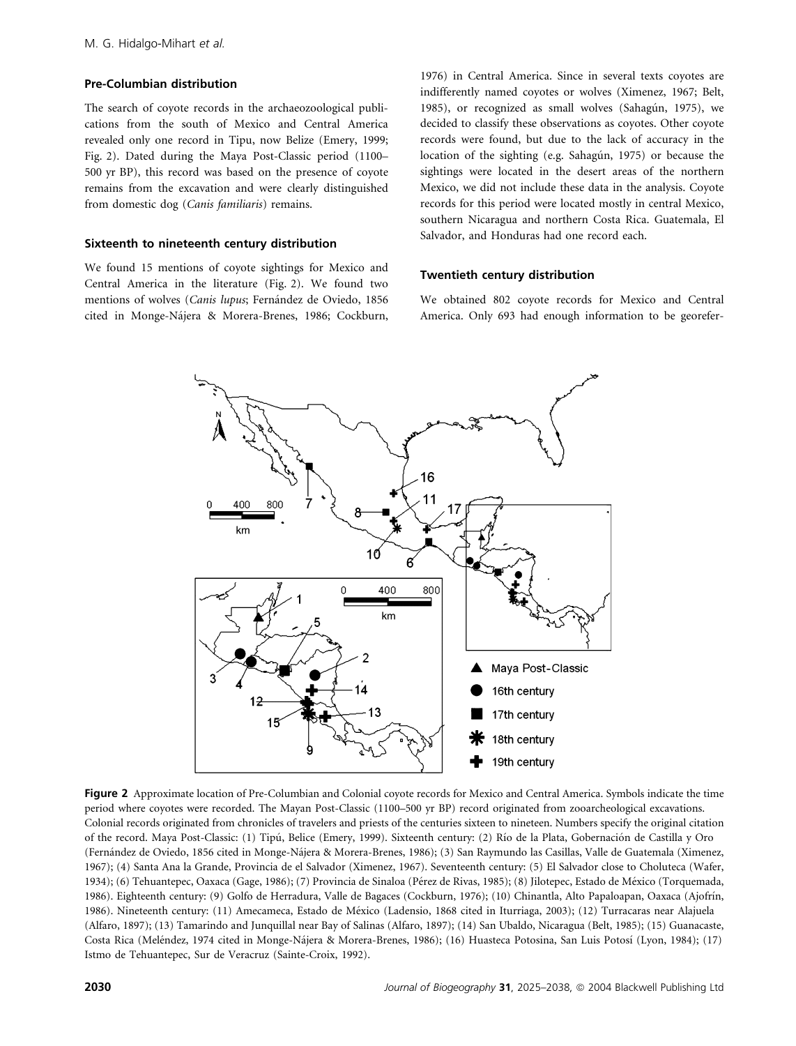### Pre-Columbian distribution

The search of coyote records in the archaeozoological publications from the south of Mexico and Central America revealed only one record in Tipu, now Belize (Emery, 1999; Fig. 2). Dated during the Maya Post-Classic period (1100–500 yr BP), this record was based on the presence of coyote remains from the excavation and were clearly distinguished from domestic dog (*Canis familiaris*) remains.

### Sixteenth to nineteenth century distribution

We found 15 mentions of coyote sightings for Mexico and Central America in the literature (Fig. 2). We found two mentions of wolves (*Canis lupus*; Fernández de Oviedo, 1856 cited in Monge-Nájera & Morera-Brenes, 1986; Cockburn, 1976) in Central America. Since in several texts coyotes are indifferently named coyotes or wolves (Ximenez, 1967; Belt, 1985), or recognized as small wolves (Sahagún, 1975), we decided to classify these observations as coyotes. Other coyote records were found, but due to the lack of accuracy in the location of the sighting (e.g. Sahagún, 1975) or because the sightings were located in the desert areas of the northern Mexico, we did not include these data in the analysis. Coyote records for this period were located mostly in central Mexico, southern Nicaragua and northern Costa Rica. Guatemala, El Salvador, and Honduras had one record each.

### Twentieth century distribution

We obtained 802 coyote records for Mexico and Central America. Only 693 had enough information to be georefer-

**Figure 2** Approximate location of Pre-Columbian and Colonial coyote records for Mexico and Central America. Symbols indicate the time period where coyotes were recorded. The Mayan Post-Classic (1100–500 yr BP) record originated from zooarcheological excavations. Colonial records originated from chronicles of travelers and priests of the centuries sixteen to nineteen. Numbers specify the original citation of the record. Maya Post-Classic: (1) Tipú, Belice (Emery, 1999). Sixteenth century: (2) Río de la Plata, Gobernación de Castilla y Oro (Fernández de Oviedo, 1856 cited in Monge-Nájera & Morera-Brenes, 1986); (3) San Raymundo las Casillas, Valle de Guatemala (Ximenez, 1967); (4) Santa Ana la Grande, Provincia de el Salvador (Ximenez, 1967). Seventeenth century: (5) El Salvador close to Choluteca (Wafer, 1934); (6) Tehuantepec, Oaxaca (Gage, 1986); (7) Provincia de Sinaloa (Pérez de Rivas, 1985); (8) Jilotepec, Estado de México (Torquemada, 1986). Eighteenth century: (9) Golfo de Herradura, Valle de Bagaces (Cockburn, 1976); (10) Chinantla, Alto Papaloapan, Oaxaca (Ajofrín, 1986). Nineteenth century: (11) Amecameca, Estado de México (Ladensio, 1868 cited in Iturriaga, 2003); (12) Turracaras near Alajuela (Alfaro, 1897); (13) Tamarindo and Junquillal near Bay of Salinas (Alfaro, 1897); (14) San Ubaldo, Nicaragua (Belt, 1985); (15) Guanacaste, Costa Rica (Meléndez, 1974 cited in Monge-Nájera & Morera-Brenes, 1986); (16) Huasteca Potosina, San Luis Potosí (Lyon, 1984); (17) Istmo de Tehuantepec, Sur de Veracruz (Sainte-Croix, 1992).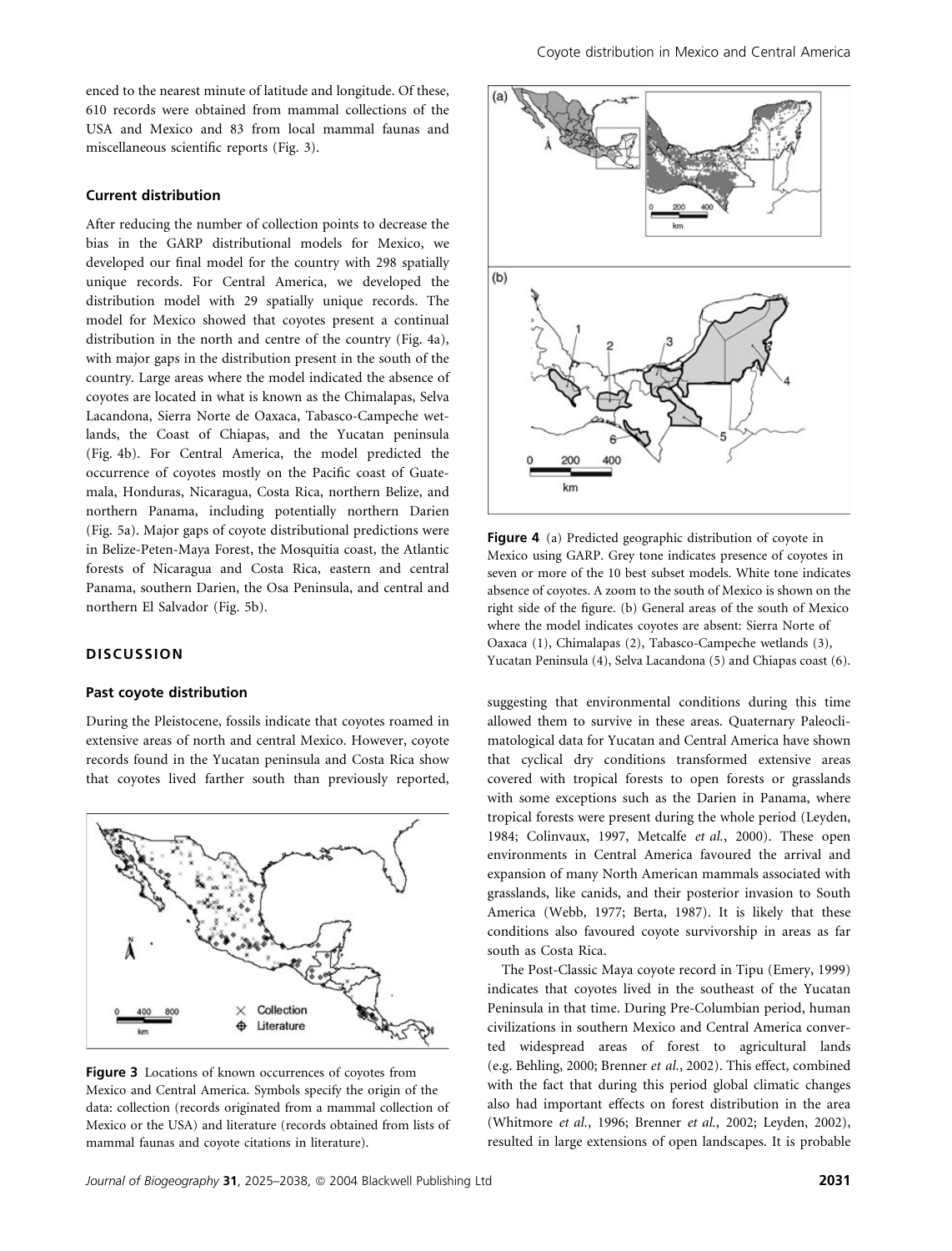enced to the nearest minute of latitude and longitude. Of these, 610 records were obtained from mammal collections of the USA and Mexico and 83 from local mammal faunas and miscellaneous scientific reports (Fig. 3).

### Current distribution

After reducing the number of collection points to decrease the bias in the GARP distributional models for Mexico, we developed our final model for the country with 298 spatially unique records. For Central America, we developed the distribution model with 29 spatially unique records. The model for Mexico showed that coyotes present a continual distribution in the north and centre of the country (Fig. 4a), with major gaps in the distribution present in the south of the country. Large areas where the model indicated the absence of coyotes are located in what is known as the Chimalapas, Selva Lacandona, Sierra Norte de Oaxaca, Tabasco-Campeche wetlands, the Coast of Chiapas, and the Yucatan peninsula (Fig. 4b). For Central America, the model predicted the occurrence of coyotes mostly on the Pacific coast of Guatemala, Honduras, Nicaragua, Costa Rica, northern Belize, and northern Panama, including potentially northern Darien (Fig. 5a). Major gaps of coyote distributional predictions were in Belize-Peten-Maya Forest, the Mosquitia coast, the Atlantic forests of Nicaragua and Costa Rica, eastern and central Panama, southern Darien, the Osa Peninsula, and central and northern El Salvador (Fig. 5b).

Figure 4 (a) Predicted geographic distribution of coyote in Mexico using GARP. Grey tone indicates presence of coyotes in seven or more of the 10 best subset models. White tone indicates absence of coyotes. A zoom to the south of Mexico is shown on the right side of the figure. (b) General areas of the south of Mexico where the model indicates coyotes are absent: Sierra Norte of Oaxaca (1), Chimalapas (2), Tabasco-Campeche wetlands (3), Yucatan Peninsula (4), Selva Lacandona (5) and Chiapas coast (6).

## DISCUSSION

### Past coyote distribution

During the Pleistocene, fossils indicate that coyotes roamed in extensive areas of north and central Mexico. However, coyote records found in the Yucatan peninsula and Costa Rica show that coyotes lived farther south than previously reported, suggesting that environmental conditions during this time allowed them to survive in these areas. Quaternary Paleoclimatological data for Yucatan and Central America have shown that cyclical dry conditions transformed extensive areas covered with tropical forests to open forests or grasslands with some exceptions such as the Darien in Panama, where tropical forests were present during the whole period (Leyden, 1984; Colinvaux, 1997, Metcalfe *et al.*, 2000). These open environments in Central America favoured the arrival and expansion of many North American mammals associated with grasslands, like canids, and their posterior invasion to South America (Webb, 1977; Berta, 1987). It is likely that these conditions also favoured coyote survivorship in areas as far south as Costa Rica.

Figure 3 Locations of known occurrences of coyotes from Mexico and Central America. Symbols specify the origin of the data: collection (records originated from a mammal collection of Mexico or the USA) and literature (records obtained from lists of mammal faunas and coyote citations in literature).

The Post-Classic Maya coyote record in Tipu (Emery, 1999) indicates that coyotes lived in the southeast of the Yucatan Peninsula in that time. During Pre-Columbian period, human civilizations in southern Mexico and Central America converted widespread areas of forest to agricultural lands (e.g. Behling, 2000; Brenner *et al.*, 2002). This effect, combined with the fact that during this period global climatic changes also had important effects on forest distribution in the area (Whitmore *et al.*, 1996; Brenner *et al.*, 2002; Leyden, 2002), resulted in large extensions of open landscapes. It is probable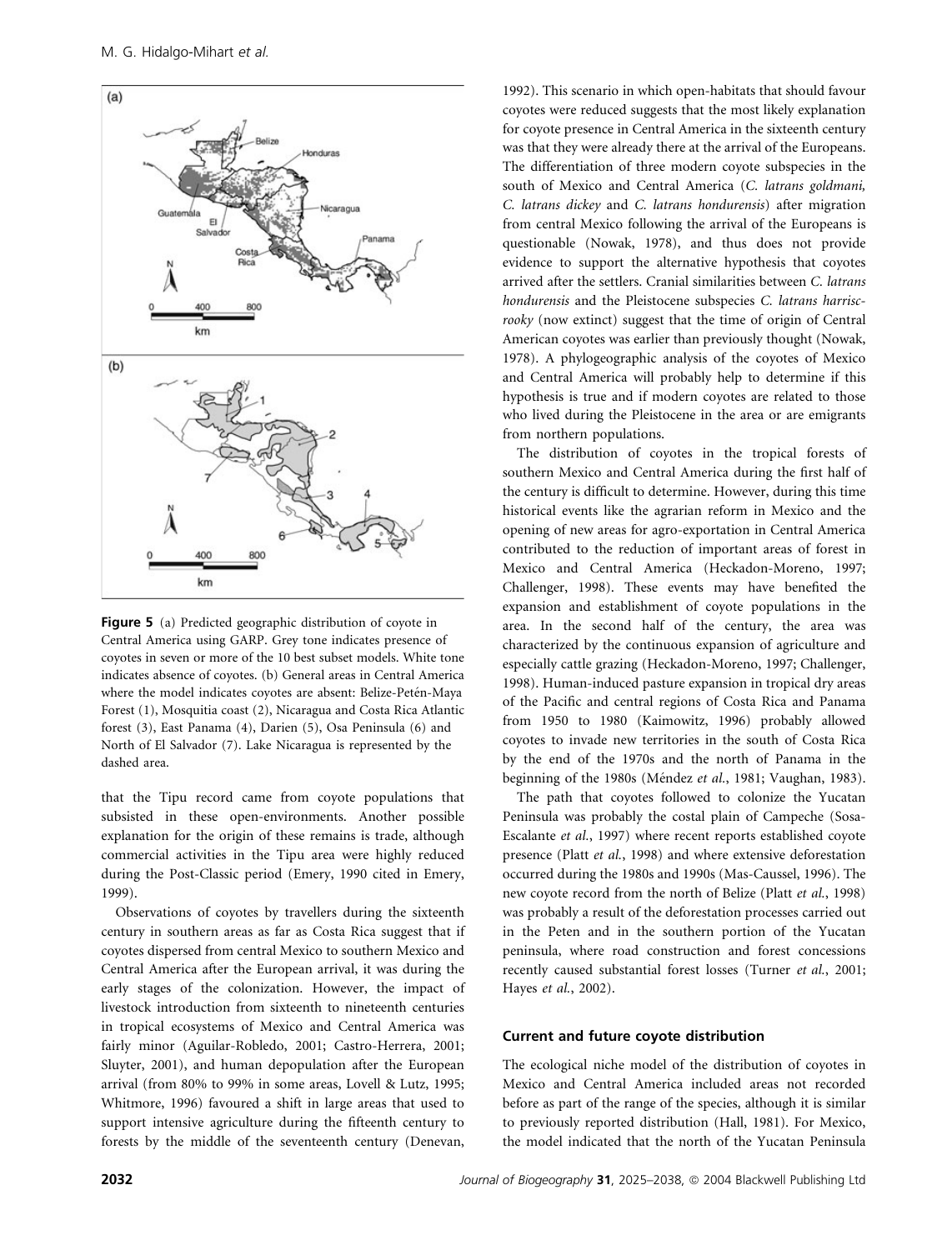Figure 5 (a) Predicted geographic distribution of coyote in Central America using GARP. Grey tone indicates presence of coyotes in seven or more of the 10 best subset models. White tone indicates absence of coyotes. (b) General areas in Central America where the model indicates coyotes are absent: Belize-Petén-Maya Forest (1), Mosquitia coast (2), Nicaragua and Costa Rica Atlantic forest (3), East Panama (4), Darien (5), Osa Peninsula (6) and North of El Salvador (7). Lake Nicaragua is represented by the dashed area.

that the Tipu record came from coyote populations that subsisted in these open-environments. Another possible explanation for the origin of these remains is trade, although commercial activities in the Tipu area were highly reduced during the Post-Classic period (Emery, 1990 cited in Emery, 1999).

Observations of coyotes by travellers during the sixteenth century in southern areas as far as Costa Rica suggest that if coyotes dispersed from central Mexico to southern Mexico and Central America after the European arrival, it was during the early stages of the colonization. However, the impact of livestock introduction from sixteenth to nineteenth centuries in tropical ecosystems of Mexico and Central America was fairly minor (Aguilar-Robledo, 2001; Castro-Herrera, 2001; Sluyter, 2001), and human depopulation after the European arrival (from 80% to 99% in some areas, Lovell & Lutz, 1995; Whitmore, 1996) favoured a shift in large areas that used to support intensive agriculture during the fifteenth century to forests by the middle of the seventeenth century (Denevan, 1992). This scenario in which open-habitats that should favour coyotes were reduced suggests that the most likely explanation for coyote presence in Central America in the sixteenth century was that they were already there at the arrival of the Europeans. The differentiation of three modern coyote subspecies in the south of Mexico and Central America (*C. latrans goldmani, C. latrans dickey* and *C. latrans hondurensis*) after migration from central Mexico following the arrival of the Europeans is questionable (Nowak, 1978), and thus does not provide evidence to support the alternative hypothesis that coyotes arrived after the settlers. Cranial similarities between *C. latrans hondurensis* and the Pleistocene subspecies *C. latrans harriscrooky* (now extinct) suggest that the time of origin of Central American coyotes was earlier than previously thought (Nowak, 1978). A phylogeographic analysis of the coyotes of Mexico and Central America will probably help to determine if this hypothesis is true and if modern coyotes are related to those who lived during the Pleistocene in the area or are emigrants from northern populations.

The distribution of coyotes in the tropical forests of southern Mexico and Central America during the first half of the century is difficult to determine. However, during this time historical events like the agrarian reform in Mexico and the opening of new areas for agro-exportation in Central America contributed to the reduction of important areas of forest in Mexico and Central America (Heckadon-Moreno, 1997; Challenger, 1998). These events may have benefited the expansion and establishment of coyote populations in the area. In the second half of the century, the area was characterized by the continuous expansion of agriculture and especially cattle grazing (Heckadon-Moreno, 1997; Challenger, 1998). Human-induced pasture expansion in tropical dry areas of the Pacific and central regions of Costa Rica and Panama from 1950 to 1980 (Kaimowitz, 1996) probably allowed coyotes to invade new territories in the south of Costa Rica by the end of the 1970s and the north of Panama in the beginning of the 1980s (Méndez *et al.*, 1981; Vaughan, 1983).

The path that coyotes followed to colonize the Yucatan Peninsula was probably the costal plain of Campeche (Sosa-Escalante *et al.*, 1997) where recent reports established coyote presence (Platt *et al.*, 1998) and where extensive deforestation occurred during the 1980s and 1990s (Mas-Caussel, 1996). The new coyote record from the north of Belize (Platt *et al.*, 1998) was probably a result of the deforestation processes carried out in the Peten and in the southern portion of the Yucatan peninsula, where road construction and forest concessions recently caused substantial forest losses (Turner *et al.*, 2001; Hayes *et al.*, 2002).

### Current and future coyote distribution

The ecological niche model of the distribution of coyotes in Mexico and Central America included areas not recorded before as part of the range of the species, although it is similar to previously reported distribution (Hall, 1981). For Mexico, the model indicated that the north of the Yucatan Peninsula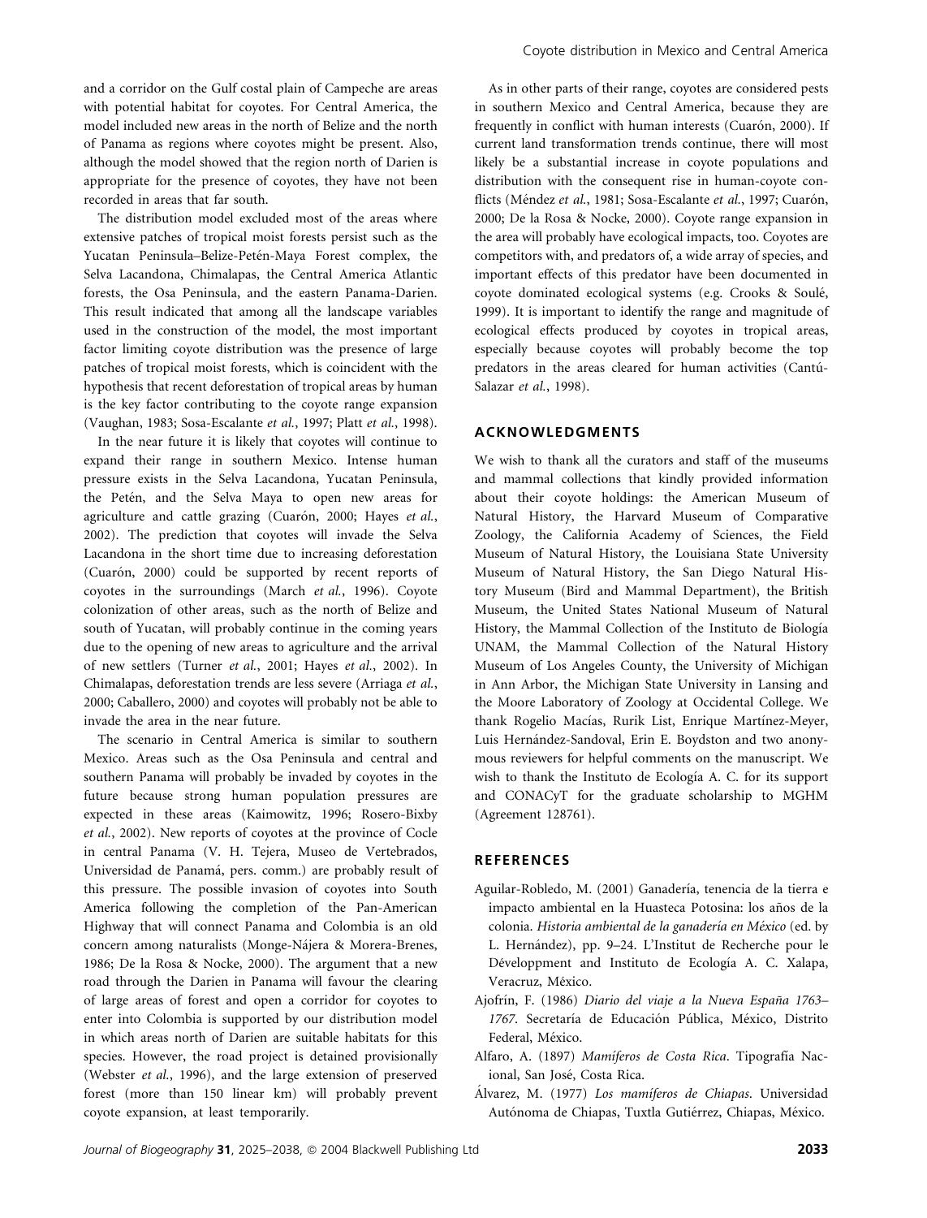and a corridor on the Gulf costal plain of Campeche are areas with potential habitat for coyotes. For Central America, the model included new areas in the north of Belize and the north of Panama as regions where coyotes might be present. Also, although the model showed that the region north of Darien is appropriate for the presence of coyotes, they have not been recorded in areas that far south.

The distribution model excluded most of the areas where extensive patches of tropical moist forests persist such as the Yucatan Peninsula–Belize-Petén-Maya Forest complex, the Selva Lacandona, Chimalapas, the Central America Atlantic forests, the Osa Peninsula, and the eastern Panama-Darien. This result indicated that among all the landscape variables used in the construction of the model, the most important factor limiting coyote distribution was the presence of large patches of tropical moist forests, which is coincident with the hypothesis that recent deforestation of tropical areas by human is the key factor contributing to the coyote range expansion (Vaughan, 1983; Sosa-Escalante *et al.*, 1997; Platt *et al.*, 1998).

In the near future it is likely that coyotes will continue to expand their range in southern Mexico. Intense human pressure exists in the Selva Lacandona, Yucatan Peninsula, the Petén, and the Selva Maya to open new areas for agriculture and cattle grazing (Cuarón, 2000; Hayes *et al.*, 2002). The prediction that coyotes will invade the Selva Lacandona in the short time due to increasing deforestation (Cuarón, 2000) could be supported by recent reports of coyotes in the surroundings (March *et al.*, 1996). Coyote colonization of other areas, such as the north of Belize and south of Yucatan, will probably continue in the coming years due to the opening of new areas to agriculture and the arrival of new settlers (Turner *et al.*, 2001; Hayes *et al.*, 2002). In Chimalapas, deforestation trends are less severe (Arriaga *et al.*, 2000; Caballero, 2000) and coyotes will probably not be able to invade the area in the near future.

The scenario in Central America is similar to southern Mexico. Areas such as the Osa Peninsula and central and southern Panama will probably be invaded by coyotes in the future because strong human population pressures are expected in these areas (Kaimowitz, 1996; Rosero-Bixby *et al.*, 2002). New reports of coyotes at the province of Cocle in central Panama (V. H. Tejera, Museo de Vertebrados, Universidad de Panamá, pers. comm.) are probably result of this pressure. The possible invasion of coyotes into South America following the completion of the Pan-American Highway that will connect Panama and Colombia is an old concern among naturalists (Monge-Nájera & Morera-Brenes, 1986; De la Rosa & Nocke, 2000). The argument that a new road through the Darien in Panama will favour the clearing of large areas of forest and open a corridor for coyotes to enter into Colombia is supported by our distribution model in which areas north of Darien are suitable habitats for this species. However, the road project is detained provisionally (Webster *et al.*, 1996), and the large extension of preserved forest (more than 150 linear km) will probably prevent coyote expansion, at least temporarily.

As in other parts of their range, coyotes are considered pests in southern Mexico and Central America, because they are frequently in conflict with human interests (Cuarón, 2000). If current land transformation trends continue, there will most likely be a substantial increase in coyote populations and distribution with the consequent rise in human-coyote conflicts (Méndez *et al.*, 1981; Sosa-Escalante *et al.*, 1997; Cuarón, 2000; De la Rosa & Nocke, 2000). Coyote range expansion in the area will probably have ecological impacts, too. Coyotes are competitors with, and predators of, a wide array of species, and important effects of this predator have been documented in coyote dominated ecological systems (e.g. Crooks & Soulé, 1999). It is important to identify the range and magnitude of ecological effects produced by coyotes in tropical areas, especially because coyotes will probably become the top predators in the areas cleared for human activities (Cantú-Salazar *et al.*, 1998).

## ACKNOWLEDGMENTS

We wish to thank all the curators and staff of the museums and mammal collections that kindly provided information about their coyote holdings: the American Museum of Natural History, the Harvard Museum of Comparative Zoology, the California Academy of Sciences, the Field Museum of Natural History, the Louisiana State University Museum of Natural History, the San Diego Natural History Museum (Bird and Mammal Department), the British Museum, the United States National Museum of Natural History, the Mammal Collection of the Instituto de Biología UNAM, the Mammal Collection of the Natural History Museum of Los Angeles County, the University of Michigan in Ann Arbor, the Michigan State University in Lansing and the Moore Laboratory of Zoology at Occidental College. We thank Rogelio Macías, Rurik List, Enrique Martínez-Meyer, Luis Hernández-Sandoval, Erin E. Boydston and two anonymous reviewers for helpful comments on the manuscript. We wish to thank the Institute de Ecología A. C. for its support and CONACyT for the graduate scholarship to MGHM (Agreement 128761).

## REFERENCES

Aguilar-Robledo, M. (2001) Ganadería, tenencia de la tierra e impacto ambiental en la Huasteca Potosina: los años de la colonia. *Historia ambiental de la ganadería en México* (ed. by L. Hernández), pp. 9–24. L'Institut de Recherche pour le Développment and Instituto de Ecología A. C. Xalapa, Veracruz, México.

Ajofrín, F. (1986) *Diario del viaje a la Nueva España 1763–1767*. Secretaría de Educación Pública, México, Distrito Federal, México.

Alfaro, A. (1897) *Mamíferos de Costa Rica*. Tipografía Nacional, San José, Costa Rica.

Álvarez, M. (1977) *Los mamíferos de Chiapas*. Universidad Autónoma de Chiapas, Tuxtla Gutiérrez, Chiapas, México.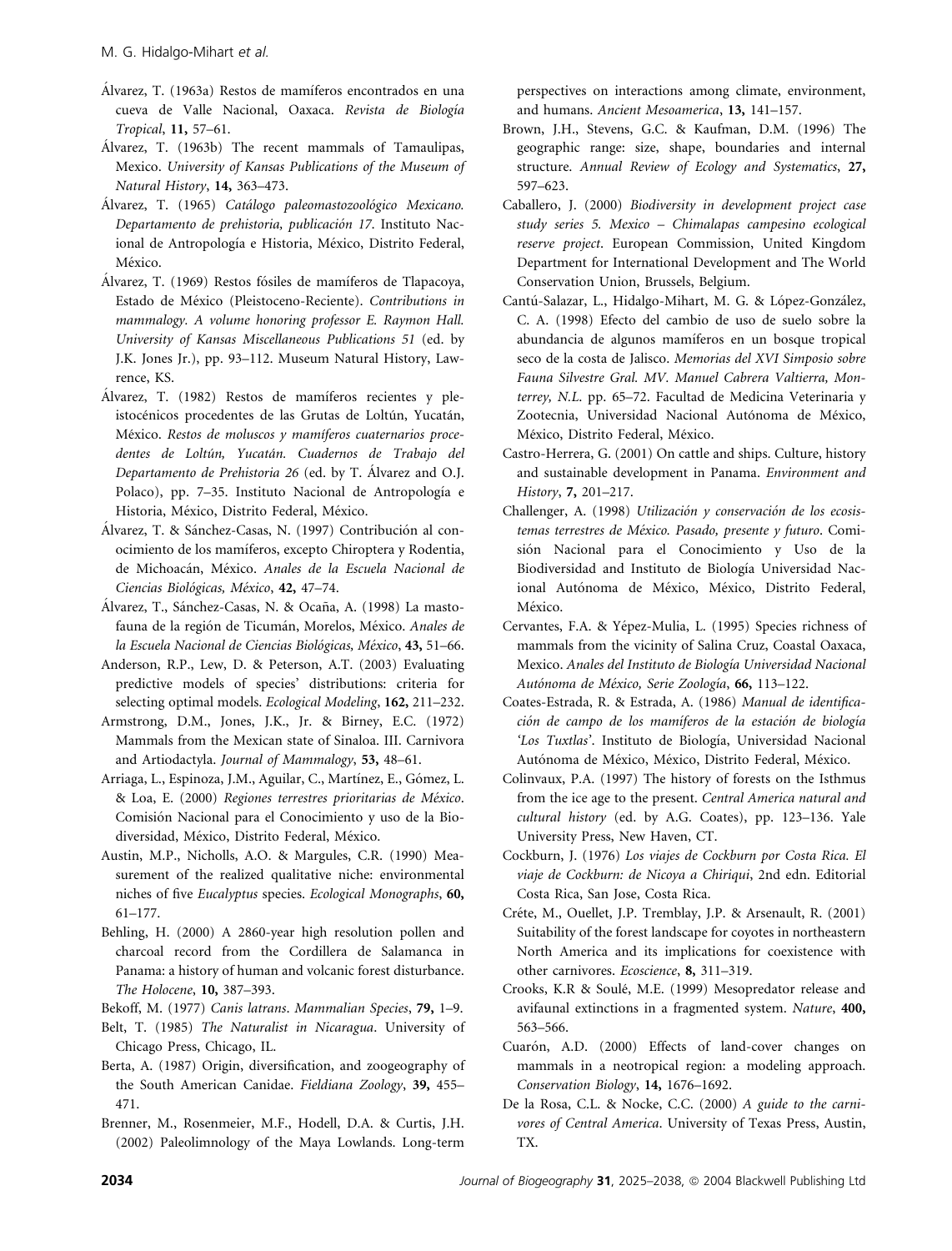Álvarez, T. (1963a) Restos de mamíferos encontrados en una cueva de Valle Nacional, Oaxaca. *Revista de Biología Tropical*, **11,** 57–61.

Álvarez, T. (1963b) The recent mammals of Tamaulipas, Mexico. *University of Kansas Publications of the Museum of Natural History*, **14,** 363–473.

Álvarez, T. (1965) *Catálogo paleomastozoológico Mexicano. Departamento de prehistoria, publicación 17*. Instituto Nacional de Antropología e Historia, México, Distrito Federal, México.

Álvarez, T. (1969) Restos fósiles de mamíferos de Tlapacoya, Estado de México (Pleistoceno-Reciente). *Contributions in mammalogy. A volume honoring professor E. Raymon Hall. University of Kansas Miscellaneous Publications 51* (ed. by J.K. Jones Jr.), pp. 93–112. Museum Natural History, Lawrence, KS.

Álvarez, T. (1982) Restos de mamíferos recientes y pleistocénicos procedentes de las Grutas de Loltún, Yucatán, México. *Restos de moluscos y mamíferos cuaternarios procedentes de Loltún, Yucatán. Cuadernos de Trabajo del Departamento de Prehistoria 26* (ed. by T. Álvarez and O.J. Polaco), pp. 7–35. Instituto Nacional de Antropología e Historia, México, Distrito Federal, México.

Álvarez, T. & Sánchez-Casas, N. (1997) Contribución al conocimiento de los mamíferos, excepto Chiroptera y Rodentia, de Michoacán, México. *Anales de la Escuela Nacional de Ciencias Biológicas, México*, **42,** 47–74.

Álvarez, T., Sánchez-Casas, N. & Ocaña, A. (1998) La mastofauna de la región de Ticumán, Morelos, México. *Anales de la Escuela Nacional de Ciencias Biológicas, México*, **43,** 51–66.

Anderson, R.P., Lew, D. & Peterson, A.T. (2003) Evaluating predictive models of species' distributions: criteria for selecting optimal models. *Ecological Modeling*, **162,** 211–232.

Armstrong, D.M., Jones, J.K., Jr. & Birney, E.C. (1972) Mammals from the Mexican state of Sinaloa. III. Carnivora and Artiodactyla. *Journal of Mammalogy*, **53,** 48–61.

Arriaga, L., Espinoza, J.M., Aguilar, C., Martínez, E., Gómez, L. & Loa, E. (2000) *Regiones terrestres prioritarias de México*. Comisión Nacional para el Conocimiento y uso de la Biodiversidad, México, Distrito Federal, México.

Austin, M.P., Nicholls, A.O. & Margules, C.R. (1990) Measurement of the realized qualitative niche: environmental niches of five *Eucalyptus* species. *Ecological Monographs*, **60,** 61–177.

Behling, H. (2000) A 2860-year high resolution pollen and charcoal record from the Cordillera de Salamanca in Panama: a history of human and volcanic forest disturbance. *The Holocene*, **10,** 387–393.

Bekoff, M. (1977) *Canis latrans*. *Mammalian Species*, **79,** 1–9.

Belt, T. (1985) *The Naturalist in Nicaragua*. University of Chicago Press, Chicago, IL.

Berta, A. (1987) Origin, diversification, and zoogeography of the South American Canidae. *Fieldiana Zoology*, **39,** 455–471.

Brenner, M., Rosenmeier, M.F., Hodell, D.A. & Curtis, J.H. (2002) Paleolimnology of the Maya Lowlands. Long-term perspectives on interactions among climate, environment, and humans. *Ancient Mesoamerica*, **13,** 141–157.

Brown, J.H., Stevens, G.C. & Kaufman, D.M. (1996) The geographic range: size, shape, boundaries and internal structure. *Annual Review of Ecology and Systematics*, **27,** 597–623.

Caballero, J. (2000) *Biodiversity in development project case study series 5. Mexico – Chimalapas campesino ecological reserve project*. European Commission, United Kingdom Department for International Development and The World Conservation Union, Brussels, Belgium.

Cantú-Salazar, L., Hidalgo-Mihart, M. G. & López-González, C. A. (1998) Efecto del cambio de uso de suelo sobre la abundancia de algunos mamíferos en un bosque tropical seco de la costa de Jalisco. *Memorias del XVI Simposio sobre Fauna Silvestre Gral. MV. Manuel Cabrera Valtierra, Monterrey, N.L.* pp. 65–72. Facultad de Medicina Veterinaria y Zootecnia, Universidad Nacional Autónoma de México, México, Distrito Federal, México.

Castro-Herrera, G. (2001) On cattle and ships. Culture, history and sustainable development in Panama. *Environment and History*, **7,** 201–217.

Challenger, A. (1998) *Utilización y conservación de los ecosistemas terrestres de México. Pasado, presente y futuro*. Comisión Nacional para el Conocimiento y Uso de la Biodiversidad and Instituto de Biología Universidad Nacional Autónoma de México, México, Distrito Federal, México.

Cervantes, F.A. & Yépez-Mulia, L. (1995) Species richness of mammals from the vicinity of Salina Cruz, Coastal Oaxaca, Mexico. *Anales del Instituto de Biología Universidad Nacional Autónoma de México, Serie Zoología*, **66,** 113–122.

Coates-Estrada, R. & Estrada, A. (1986) *Manual de identificación de campo de los mamíferos de la estación de biología 'Los Tuxtlas'*. Instituto de Biología, Universidad Nacional Autónoma de México, México, Distrito Federal, México.

Colinvaux, P.A. (1997) The history of forests on the Isthmus from the ice age to the present. *Central America natural and cultural history* (ed. by A.G. Coates), pp. 123–136. Yale University Press, New Haven, CT.

Cockburn, J. (1976) *Los viajes de Cockburn por Costa Rica. El viaje de Cockburn: de Nicoya a Chiriqui*, 2nd edn. Editorial Costa Rica, San Jose, Costa Rica.

Créte, M., Ouellet, J.P. Tremblay, J.P. & Arsenault, R. (2001) Suitability of the forest landscape for coyotes in northeastern North America and its implications for coexistence with other carnivores. *Ecoscience*, **8,** 311–319.

Crooks, K.R & Soulé, M.E. (1999) Mesopredator release and avifaunal extinctions in a fragmented system. *Nature*, **400,** 563–566.

Cuarón, A.D. (2000) Effects of land-cover changes on mammals in a neotropical region: a modeling approach. *Conservation Biology*, **14,** 1676–1692.

De la Rosa, C.L. & Nocke, C.C. (2000) *A guide to the carnivores of Central America*. University of Texas Press, Austin, TX.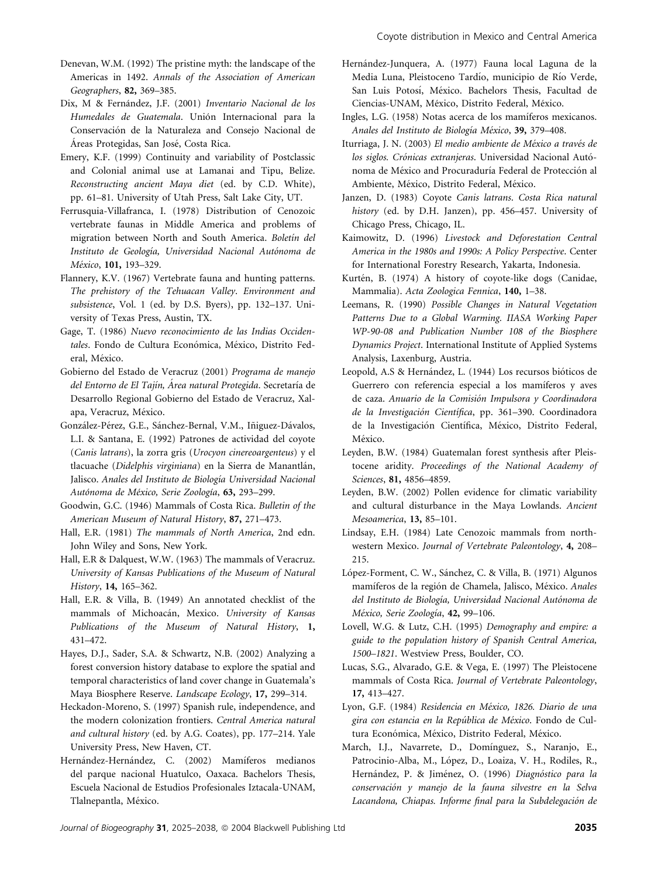Denevan, W.M. (1992) The pristine myth: the landscape of the Americas in 1492. *Annals of the Association of American Geographers*, **82**, 369–385.

Dix, M & Fernández, J.F. (2001) *Inventario Nacional de los Humedales de Guatemala*. Unión Internacional para la Conservación de la Naturaleza and Consejo Nacional de Áreas Protegidas, San José, Costa Rica.

Emery, K.F. (1999) Continuity and variability of Postclassic and Colonial animal use at Lamanai and Tipu, Belize. *Reconstructing ancient Maya diet* (ed. by C.D. White), pp. 61–81. University of Utah Press, Salt Lake City, UT.

Ferrusquia-Villafranca, I. (1978) Distribution of Cenozoic vertebrate faunas in Middle America and problems of migration between North and South America. *Boletín del Instituto de Geología, Universidad Nacional Autónoma de México*, **101,** 193–329.

Flannery, K.V. (1967) Vertebrate fauna and hunting patterns. *The prehistory of the Tehuacan Valley. Environment and subsistence*, Vol. 1 (ed. by D.S. Byers), pp. 132–137. University of Texas Press, Austin, TX.

Gage, T. (1986) *Nuevo reconocimiento de las Indias Occidentales*. Fondo de Cultura Económica, México, Distrito Federal, México.

Gobierno del Estado de Veracruz (2001) *Programa de manejo del Entorno de El Tajín, Área natural Protegida*. Secretaría de Desarrollo Regional Gobierno del Estado de Veracruz, Xalapa, Veracruz, México.

González-Pérez, G.E., Sánchez-Bernal, V.M., Iñiguez-Dávalos, L.I. & Santana, E. (1992) Patrones de actividad del coyote (*Canis latrans*), la zorra gris (*Urocyon cinereoargenteus*) y el tlacuache (*Didelphis virginiana*) en la Sierra de Manantlán, Jalisco. *Anales del Instituto de Biología Universidad Nacional Autónoma de México, Serie Zoología*, **63,** 293–299.

Goodwin, G.C. (1946) Mammals of Costa Rica. *Bulletin of the American Museum of Natural History*, **87,** 271–473.

Hall, E.R. (1981) *The mammals of North America*, 2nd edn. John Wiley and Sons, New York.

Hall, E.R & Dalquest, W.W. (1963) The mammals of Veracruz. *University of Kansas Publications of the Museum of Natural History*, **14,** 165–362.

Hall, E.R. & Villa, B. (1949) An annotated checklist of the mammals of Michoacán, Mexico. *University of Kansas Publications of the Museum of Natural History*, **1,** 431–472.

Hayes, D.J., Sader, S.A. & Schwartz, N.B. (2002) Analyzing a forest conversion history database to explore the spatial and temporal characteristics of land cover change in Guatemala's Maya Biosphere Reserve. *Landscape Ecology*, **17,** 299–314.

Heckadon-Moreno, S. (1997) Spanish rule, independence, and the modern colonization frontiers. *Central America natural and cultural history* (ed. by A.G. Coates), pp. 177–214. Yale University Press, New Haven, CT.

Hernández-Hernández, C. (2002) Mamíferos medianos del parque nacional Huatulco, Oaxaca. Bachelors Thesis, Escuela Nacional de Estudios Profesionales Iztacala-UNAM, Tlalnepantla, México.

Hernández-Junquera, A. (1977) Fauna local Laguna de la Media Luna, Pleistoceno Tardío, municipio de Río Verde, San Luis Potosí, México. Bachelors Thesis, Facultad de Ciencias-UNAM, México, Distrito Federal, México.

Ingles, L.G. (1958) Notas acerca de los mamíferos mexicanos. *Anales del Instituto de Biología México*, **39,** 379–408.

Iturriaga, J. N. (2003) *El medio ambiente de México a través de los siglos. Crónicas extranjeras*. Universidad Nacional Autónoma de México and Procuraduría Federal de Protección al Ambiente, México, Distrito Federal, México.

Janzen, D. (1983) Coyote *Canis latrans*. *Costa Rica natural history* (ed. by D.H. Janzen), pp. 456–457. University of Chicago Press, Chicago, IL.

Kaimowitz, D. (1996) *Livestock and Deforestation Central America in the 1980s and 1990s: A Policy Perspective*. Center for International Forestry Research, Yakarta, Indonesia.

Kurtén, B. (1974) A history of coyote-like dogs (Canidae, Mammalia). *Acta Zoologica Fennica*, **140,** 1–38.

Leemans, R. (1990) *Possible Changes in Natural Vegetation Patterns Due to a Global Warming. IIASA Working Paper WP-90-08 and Publication Number 108 of the Biosphere Dynamics Project*. International Institute of Applied Systems Analysis, Laxenburg, Austria.

Leopold, A.S & Hernández, L. (1944) Los recursos bióticos de Guerrero con referencia especial a los mamíferos y aves de caza. *Anuario de la Comisión Impulsora y Coordinadora de la Investigación Científica*, pp. 361–390. Coordinadora de la Investigación Científica, México, Distrito Federal, México.

Leyden, B.W. (1984) Guatemalan forest synthesis after Pleistocene aridity. *Proceedings of the National Academy of Sciences*, **81,** 4856–4859.

Leyden, B.W. (2002) Pollen evidence for climatic variability and cultural disturbance in the Maya Lowlands. *Ancient Mesoamerica*, **13,** 85–101.

Lindsay, E.H. (1984) Late Cenozoic mammals from northwestern Mexico. *Journal of Vertebrate Paleontology*, **4,** 208–215.

López-Forment, C. W., Sánchez, C. & Villa, B. (1971) Algunos mamíferos de la región de Chamela, Jalisco, México. *Anales del Instituto de Biología, Universidad Nacional Autónoma de México, Serie Zoología*, **42,** 99–106.

Lovell, W.G. & Lutz, C.H. (1995) *Demography and empire: a guide to the population history of Spanish Central America, 1500–1821*. Westview Press, Boulder, CO.

Lucas, S.G., Alvarado, G.E. & Vega, E. (1997) The Pleistocene mammals of Costa Rica. *Journal of Vertebrate Paleontology*, **17,** 413–427.

Lyon, G.F. (1984) *Residencia en México, 1826. Diario de una gira con estancia en la República de México*. Fondo de Cultura Económica, México, Distrito Federal, México.

March, I.J., Navarrete, D., Domínguez, S., Naranjo, E., Patrocinio-Alba, M., López, D., Loaiza, V. H., Rodiles, R., Hernández, P. & Jiménez, O. (1996) *Diagnóstico para la conservación y manejo de la fauna silvestre en la Selva Lacandona, Chiapas. Informe final para la Subdelegación de*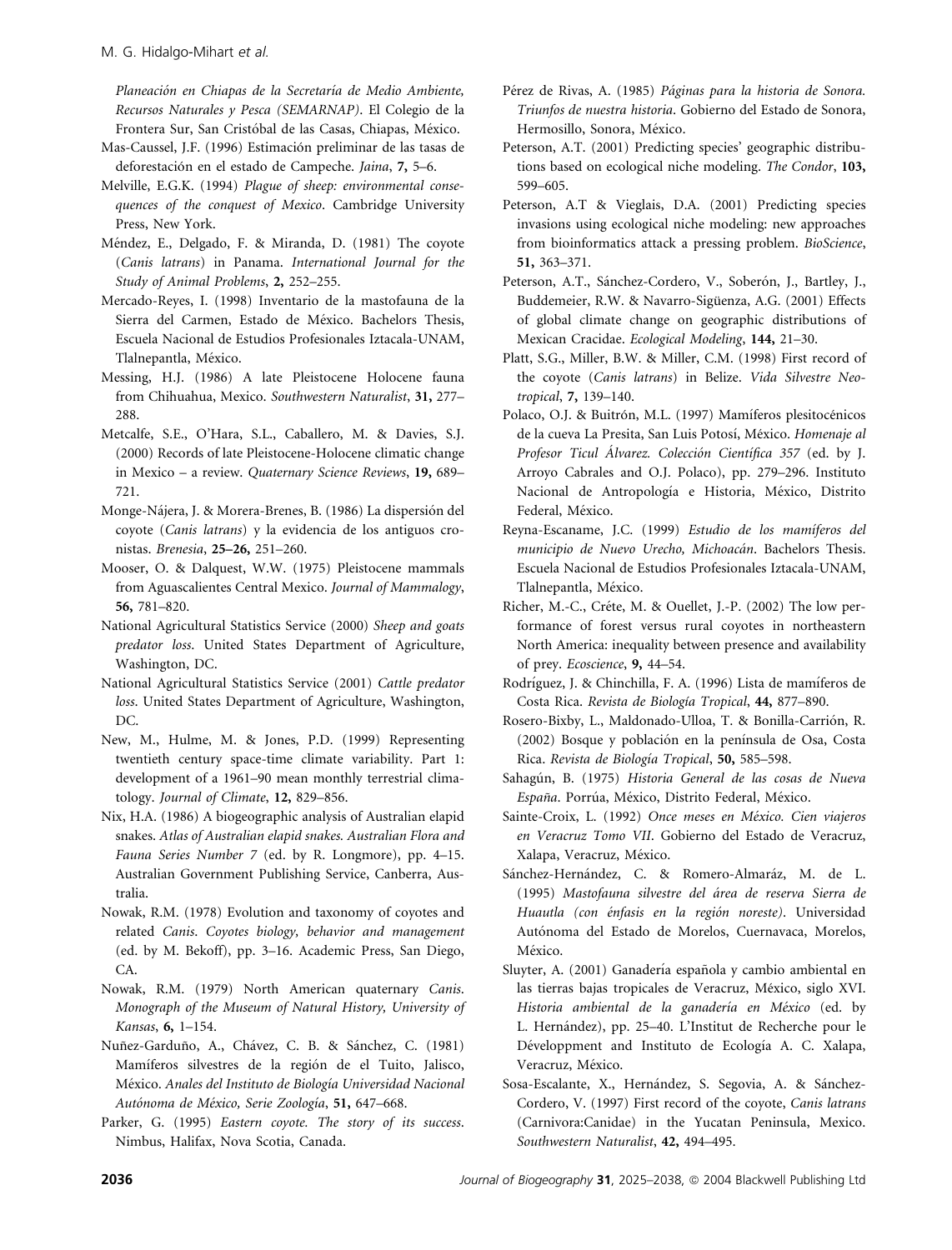*Planeación en Chiapas de la Secretaría de Medio Ambiente, Recursos Naturales y Pesca (SEMARNAP)*. El Colegio de la Frontera Sur, San Cristóbal de las Casas, Chiapas, México.

Mas-Caussel, J.F. (1996) Estimación preliminar de las tasas de deforestación en el estado de Campeche. *Jaina*, **7,** 5–6.

Melville, E.G.K. (1994) *Plague of sheep: environmental consequences of the conquest of Mexico*. Cambridge University Press, New York.

Méndez, E., Delgado, F. & Miranda, D. (1981) The coyote (*Canis latrans*) in Panama. *International Journal for the Study of Animal Problems*, **2,** 252–255.

Mercado-Reyes, I. (1998) Inventario de la mastofauna de la Sierra del Carmen, Estado de México. Bachelors Thesis, Escuela Nacional de Estudios Profesionales Iztacala-UNAM, Tlalnepantla, México.

Messing, H.J. (1986) A late Pleistocene Holocene fauna from Chihuahua, Mexico. *Southwestern Naturalist*, **31,** 277–288.

Metcalfe, S.E., O'Hara, S.L., Caballero, M. & Davies, S.J. (2000) Records of late Pleistocene-Holocene climatic change in Mexico – a review. *Quaternary Science Reviews*, **19,** 689–721.

Monge-Nájera, J. & Morera-Brenes, B. (1986) La dispersión del coyote (*Canis latrans*) y la evidencia de los antiguos cronistas. *Brenesia*, **25–26,** 251–260.

Mooser, O. & Dalquest, W.W. (1975) Pleistocene mammals from Aguascalientes Central Mexico. *Journal of Mammalogy*, **56,** 781–820.

National Agricultural Statistics Service (2000) *Sheep and goats predator loss*. United States Department of Agriculture, Washington, DC.

National Agricultural Statistics Service (2001) *Cattle predator loss*. United States Department of Agriculture, Washington, DC.

New, M., Hulme, M. & Jones, P.D. (1999) Representing twentieth century space-time climate variability. Part 1: development of a 1961–90 mean monthly terrestrial climatology. *Journal of Climate*, **12,** 829–856.

Nix, H.A. (1986) A biogeographic analysis of Australian elapid snakes. *Atlas of Australian elapid snakes. Australian Flora and Fauna Series Number 7* (ed. by R. Longmore), pp. 4–15. Australian Government Publishing Service, Canberra, Australia.

Nowak, R.M. (1978) Evolution and taxonomy of coyotes and related *Canis*. *Coyotes biology, behavior and management* (ed. by M. Bekoff), pp. 3–16. Academic Press, San Diego, CA.

Nowak, R.M. (1979) North American quaternary *Canis*. *Monograph of the Museum of Natural History, University of Kansas*, **6,** 1–154.

Nuñez-Garduño, A., Chávez, C. B. & Sánchez, C. (1981) Mamíferos silvestres de la región de el Tuito, Jalisco, México. *Anales del Instituto de Biología Universidad Nacional Autónoma de México, Serie Zoología*, **51,** 647–668.

Parker, G. (1995) *Eastern coyote. The story of its success*. Nimbus, Halifax, Nova Scotia, Canada.

Pérez de Rivas, A. (1985) *Páginas para la historia de Sonora. Triunfos de nuestra historia*. Gobierno del Estado de Sonora, Hermosillo, Sonora, México.

Peterson, A.T. (2001) Predicting species' geographic distributions based on ecological niche modeling. *The Condor*, **103,** 599–605.

Peterson, A.T & Vieglais, D.A. (2001) Predicting species invasions using ecological niche modeling: new approaches from bioinformatics attack a pressing problem. *BioScience*, **51,** 363–371.

Peterson, A.T., Sánchez-Cordero, V., Soberón, J., Bartley, J., Buddemeier, R.W. & Navarro-Sigüenza, A.G. (2001) Effects of global climate change on geographic distributions of Mexican Cracidae. *Ecological Modeling*, **144,** 21–30.

Platt, S.G., Miller, B.W. & Miller, C.M. (1998) First record of the coyote (*Canis latrans*) in Belize. *Vida Silvestre Neotropical*, **7,** 139–140.

Polaco, O.J. & Buitrón, M.L. (1997) Mamíferos plesitocénicos de la cueva La Presita, San Luis Potosí, México. *Homenaje al Profesor Ticul Álvarez. Colección Científica 357* (ed. by J. Arroyo Cabrales and O.J. Polaco), pp. 279–296. Instituto Nacional de Antropología e Historia, México, Distrito Federal, México.

Reyna-Escaname, J.C. (1999) *Estudio de los mamíferos del municipio de Nuevo Urecho, Michoacán*. Bachelors Thesis. Escuela Nacional de Estudios Profesionales Iztacala-UNAM, Tlalnepantla, México.

Richer, M.-C., Créte, M. & Ouellet, J.-P. (2002) The low performance of forest versus rural coyotes in northeastern North America: inequality between presence and availability of prey. *Ecoscience*, **9,** 44–54.

Rodríguez, J. & Chinchilla, F. A. (1996) Lista de mamíferos de Costa Rica. *Revista de Biología Tropical*, **44,** 877–890.

Rosero-Bixby, L., Maldonado-Ulloa, T. & Bonilla-Carrión, R. (2002) Bosque y población en la península de Osa, Costa Rica. *Revista de Biología Tropical*, **50,** 585–598.

Sahagún, B. (1975) *Historia General de las cosas de Nueva España*. Porrúa, México, Distrito Federal, México.

Sainte-Croix, L. (1992) *Once meses en México. Cien viajeros en Veracruz Tomo VII*. Gobierno del Estado de Veracruz, Xalapa, Veracruz, México.

Sánchez-Hernández, C. & Romero-Almaráz, M. de L. (1995) *Mastofauna silvestre del área de reserva Sierra de Huautla (con énfasis en la región noreste)*. Universidad Autónoma del Estado de Morelos, Cuernavaca, Morelos, México.

Sluyter, A. (2001) Ganadería española y cambio ambiental en las tierras bajas tropicales de Veracruz, México, siglo XVI. *Historia ambiental de la ganadería en México* (ed. by L. Hernández), pp. 25–40. L'Institut de Recherche pour le Développment and Instituto de Ecología A. C. Xalapa, Veracruz, México.

Sosa-Escalante, X., Hernández, S. Segovia, A. & Sánchez-Cordero, V. (1997) First record of the coyote, *Canis latrans* (Carnivora:Canidae) in the Yucatan Peninsula, Mexico. *Southwestern Naturalist*, **42,** 494–495.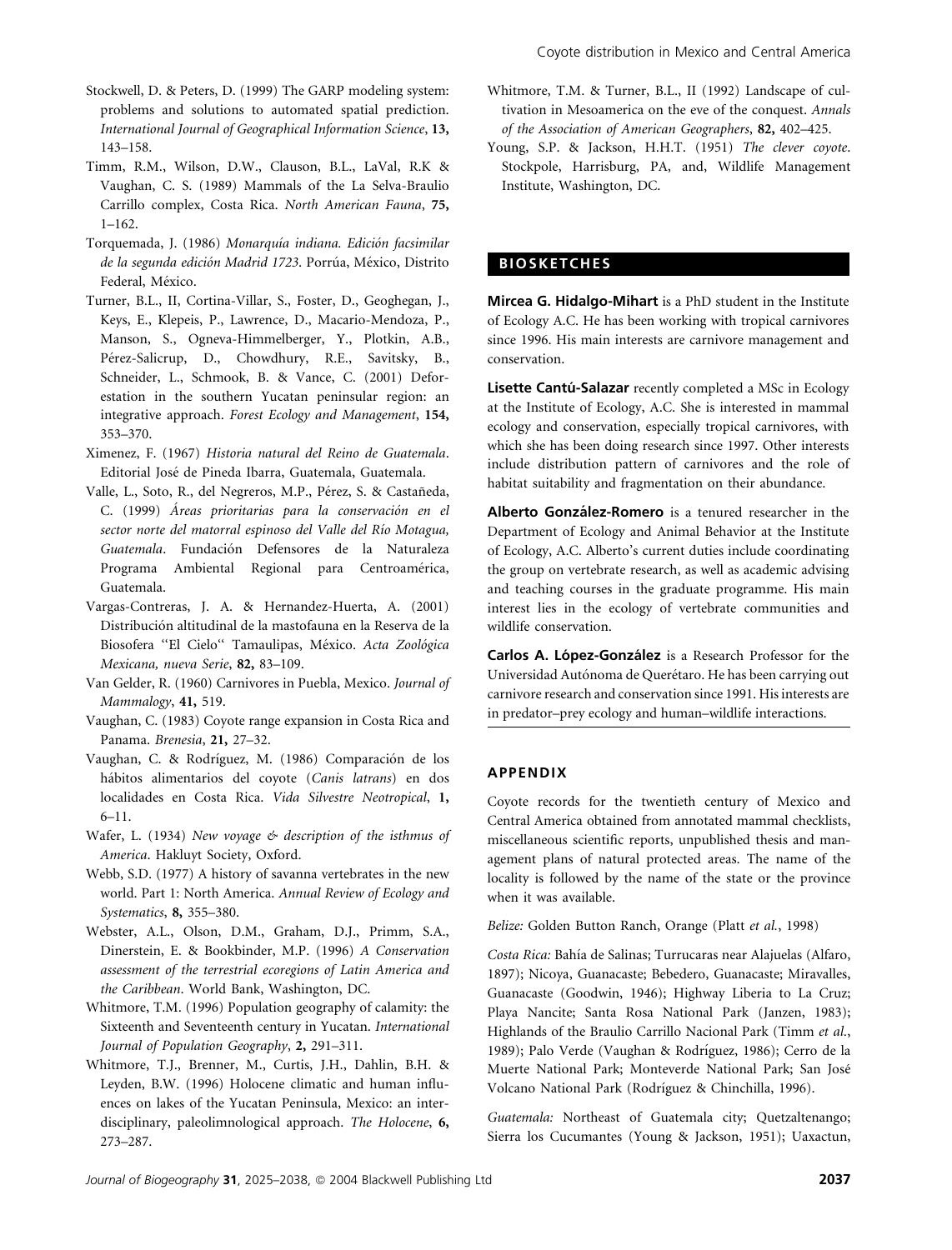Stockwell, D. & Peters, D. (1999) The GARP modeling system: problems and solutions to automated spatial prediction. *International Journal of Geographical Information Science*, **13,** 143–158.

Timm, R.M., Wilson, D.W., Clauson, B.L., LaVal, R.K & Vaughan, C. S. (1989) Mammals of the La Selva-Braulio Carrillo complex, Costa Rica. *North American Fauna*, **75,** 1–162.

Torquemada, J. (1986) *Monarquía indiana. Edición facsimilar de la segunda edición Madrid 1723*. Porrúa, México, Distrito Federal, México.

Turner, B.L., II, Cortina-Villar, S., Foster, D., Geoghegan, J., Keys, E., Klepeis, P., Lawrence, D., Macario-Mendoza, P., Manson, S., Ogneva-Himmelberger, Y., Plotkin, A.B., Pérez-Salicrup, D., Chowdhury, R.E., Savitsky, B., Schneider, L., Schmook, B. & Vance, C. (2001) Deforestation in the southern Yucatan peninsular region: an integrative approach. *Forest Ecology and Management*, **154,** 353–370.

Ximenez, F. (1967) *Historia natural del Reino de Guatemala*. Editorial José de Pineda Ibarra, Guatemala, Guatemala.

Valle, L., Soto, R., del Negreros, M.P., Pérez, S. & Castañeda, C. (1999) *Áreas prioritarias para la conservación en el sector norte del matorral espinoso del Valle del Río Motagua, Guatemala*. Fundación Defensores de la Naturaleza Programa Ambiental Regional para Centroamérica, Guatemala.

Vargas-Contreras, J. A. & Hernandez-Huerta, A. (2001) Distribución altitudinal de la mastofauna en la Reserva de la Biosofera "El Cielo" Tamaulipas, México. *Acta Zoológica Mexicana, nueva Serie*, **82,** 83–109.

Van Gelder, R. (1960) Carnivores in Puebla, Mexico. *Journal of Mammalogy*, **41,** 519.

Vaughan, C. (1983) Coyote range expansion in Costa Rica and Panama. *Brenesia*, **21,** 27–32.

Vaughan, C. & Rodríguez, M. (1986) Comparación de los hábitos alimentarios del coyote (*Canis latrans*) en dos localidades en Costa Rica. *Vida Silvestre Neotropical*, **1,** 6–11.

Wafer, L. (1934) *New voyage & description of the isthmus of America*. Hakluyt Society, Oxford.

Webb, S.D. (1977) A history of savanna vertebrates in the new world. Part 1: North America. *Annual Review of Ecology and Systematics*, **8,** 355–380.

Webster, A.L., Olson, D.M., Graham, D.J., Primm, S.A., Dinerstein, E. & Bookbinder, M.P. (1996) *A Conservation assessment of the terrestrial ecoregions of Latin America and the Caribbean*. World Bank, Washington, DC.

Whitmore, T.M. (1996) Population geography of calamity: the Sixteenth and Seventeenth century in Yucatan. *International Journal of Population Geography*, **2,** 291–311.

Whitmore, T.J., Brenner, M., Curtis, J.H., Dahlin, B.H. & Leyden, B.W. (1996) Holocene climatic and human influences on lakes of the Yucatan Peninsula, Mexico: an interdisciplinary, paleolimnological approach. *The Holocene*, **6,** 273–287.

Whitmore, T.M. & Turner, B.L., II (1992) Landscape of cultivation in Mesoamerica on the eve of the conquest. *Annals of the Association of American Geographers*, **82,** 402–425.

Young, S.P. & Jackson, H.H.T. (1951) *The clever coyote*. Stockpole, Harrisburg, PA, and, Wildlife Management Institute, Washington, DC.

## BIOSKETCHES

**Mircea G. Hidalgo-Mihart** is a PhD student in the Institute of Ecology A.C. He has been working with tropical carnivores since 1996. His main interests are carnivore management and conservation.

**Lisette Cantú-Salazar** recently completed a MSc in Ecology at the Institute of Ecology, A.C. She is interested in mammal ecology and conservation, especially tropical carnivores, with which she has been doing research since 1997. Other interests include distribution pattern of carnivores and the role of habitat suitability and fragmentation on their abundance.

**Alberto González-Romero** is a tenured researcher in the Department of Ecology and Animal Behavior at the Institute of Ecology, A.C. Alberto's current duties include coordinating the group on vertebrate research, as well as academic advising and teaching courses in the graduate programme. His main interest lies in the ecology of vertebrate communities and wildlife conservation.

**Carlos A. López-González** is a Research Professor for the Universidad Autónoma de Querétaro. He has been carrying out carnivore research and conservation since 1991. His interests are in predator–prey ecology and human–wildlife interactions.

## APPENDIX

Coyote records for the twentieth century of Mexico and Central America obtained from annotated mammal checklists, miscellaneous scientific reports, unpublished thesis and management plans of natural protected areas. The name of the locality is followed by the name of the state or the province when it was available.

*Belize:* Golden Button Ranch, Orange (Platt *et al.*, 1998)

*Costa Rica:* Bahía de Salinas; Turrucaras near Alajuelas (Alfaro, 1897); Nicoya, Guanacaste; Bebedero, Guanacaste; Miravalles, Guanacaste (Goodwin, 1946); Highway Liberia to La Cruz; Playa Nancite; Santa Rosa National Park (Janzen, 1983); Highlands of the Braulio Carrillo Nacional Park (Timm *et al.*, 1989); Palo Verde (Vaughan & Rodríguez, 1986); Cerro de la Muerte National Park; Monteverde National Park; San José Volcano National Park (Rodríguez & Chinchilla, 1996).

*Guatemala:* Northeast of Guatemala city; Quetzaltenango; Sierra los Cucumantes (Young & Jackson, 1951); Uaxactun,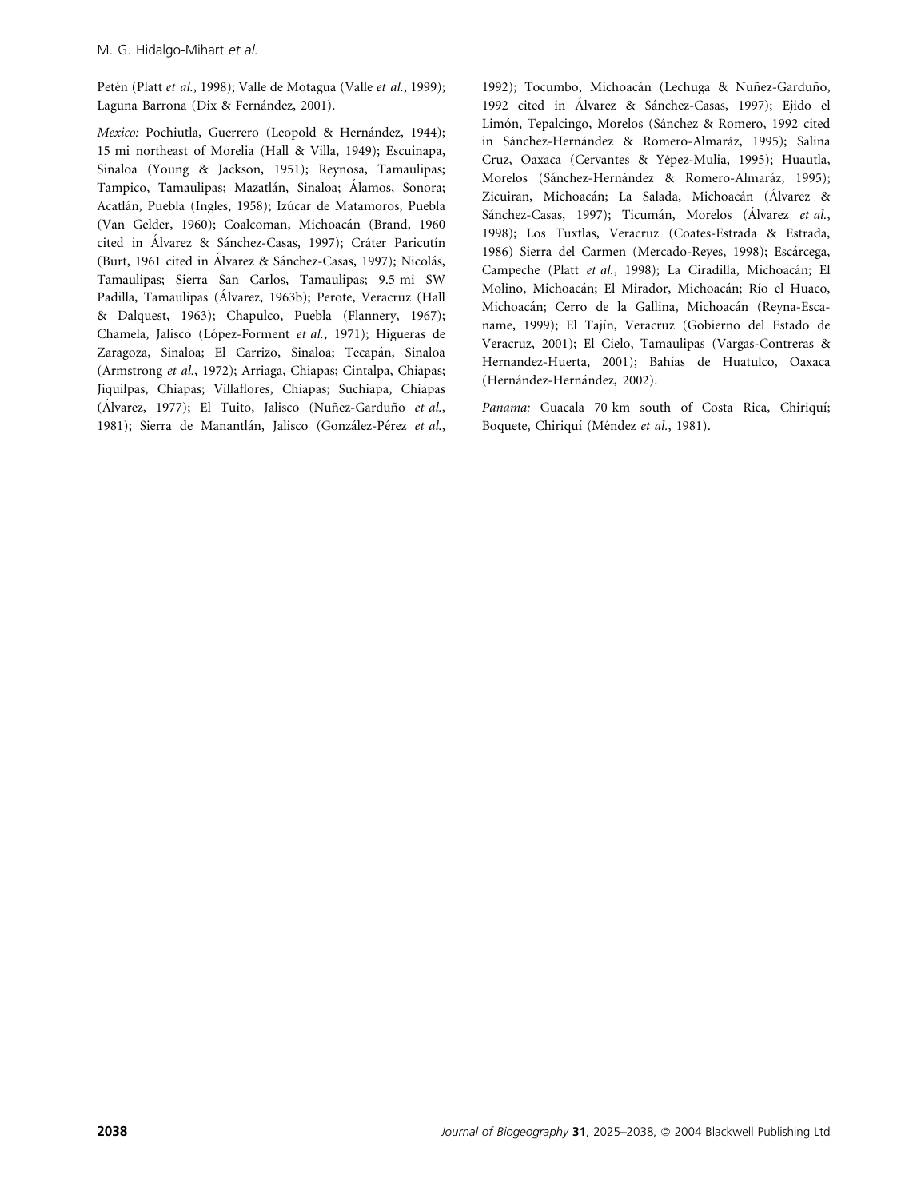Petén (Platt *et al.*, 1998); Valle de Motagua (Valle *et al.*, 1999); Laguna Barrona (Dix & Fernández, 2001).

*Mexico:* Pochiutla, Guerrero (Leopold & Hernández, 1944); 15 mi northeast of Morelia (Hall & Villa, 1949); Escuinapa, Sinaloa (Young & Jackson, 1951); Reynosa, Tamaulipas; Tampico, Tamaulipas; Mazatlán, Sinaloa; Álamos, Sonora; Acatlán, Puebla (Ingles, 1958); Izúcar de Matamoros, Puebla (Van Gelder, 1960); Coalcoman, Michoacán (Brand, 1960 cited in Álvarez & Sánchez-Casas, 1997); Cráter Paricutín (Burt, 1961 cited in Álvarez & Sánchez-Casas, 1997); Nicolás, Tamaulipas; Sierra San Carlos, Tamaulipas; 9.5 mi SW Padilla, Tamaulipas (Álvarez, 1963b); Perote, Veracruz (Hall & Dalquest, 1963); Chapulco, Puebla (Flannery, 1967); Chamela, Jalisco (López-Forment *et al.*, 1971); Higueras de Zaragoza, Sinaloa; El Carrizo, Sinaloa; Tecapán, Sinaloa (Armstrong *et al.*, 1972); Arriaga, Chiapas; Cintalpa, Chiapas; Jiquilpas, Chiapas; Villaflores, Chiapas; Suchiapa, Chiapas (Álvarez, 1977); El Tuito, Jalisco (Nuñez-Garduño *et al.*, 1981); Sierra de Manantlán, Jalisco (González-Pérez *et al.*, 1992); Tocumbo, Michoacán (Lechuga & Nuñez-Garduño, 1992 cited in Álvarez & Sánchez-Casas, 1997); Ejido el Limón, Tepalcingo, Morelos (Sánchez & Romero, 1992 cited in Sánchez-Hernández & Romero-Almaráz, 1995); Salina Cruz, Oaxaca (Cervantes & Yépez-Mulia, 1995); Huautla, Morelos (Sánchez-Hernández & Romero-Almaráz, 1995); Zicuiran, Michoacán; La Salada, Michoacán (Álvarez & Sánchez-Casas, 1997); Ticumán, Morelos (Álvarez *et al.*, 1998); Los Tuxtlas, Veracruz (Coates-Estrada & Estrada, 1986) Sierra del Carmen (Mercado-Reyes, 1998); Escárcega, Campeche (Platt *et al.*, 1998); La Ciradilla, Michoacán; El Molino, Michoacán; El Mirador, Michoacán; Río el Huaco, Michoacán; Cerro de la Gallina, Michoacán (Reyna-Escaname, 1999); El Tajín, Veracruz (Gobierno del Estado de Veracruz, 2001); El Cielo, Tamaulipas (Vargas-Contreras & Hernandez-Huerta, 2001); Bahías de Huatulco, Oaxaca (Hernández-Hernández, 2002).

*Panama:* Guacala 70 km south of Costa Rica, Chiriquí; Boquete, Chiriquí (Méndez *et al.*, 1981).